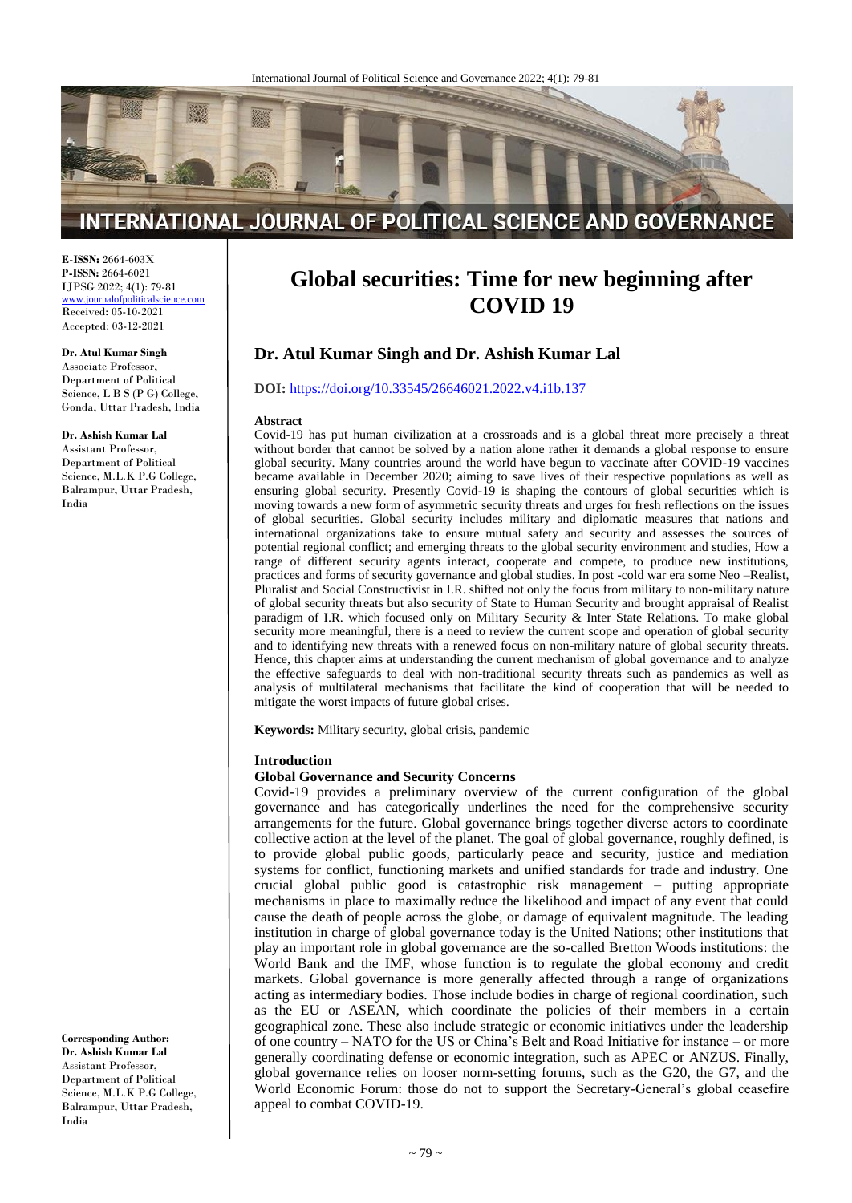**E-ISSN:** 2664-603X
**P-ISSN:** 2664-6021
IJPSG 2022; 4(1): 79-81
www.journalofpoliticalscience.com
Received: 05-10-2021
Accepted: 03-12-2021

**Dr. Atul Kumar Singh**
Associate Professor,
Department of Political Science, L B S (P G) College, Gonda, Uttar Pradesh, India

**Dr. Ashish Kumar Lal**
Assistant Professor,
Department of Political Science, M.L.K P.G College, Balrampur, Uttar Pradesh, India

**Corresponding Author:**
**Dr. Ashish Kumar Lal**
Assistant Professor,
Department of Political Science, M.L.K P.G College, Balrampur, Uttar Pradesh, India

# Global securities: Time for new beginning after COVID 19

## Dr. Atul Kumar Singh and Dr. Ashish Kumar Lal

**DOI:** https://doi.org/10.33545/26646021.2022.v4.i1b.137

### Abstract

Covid-19 has put human civilization at a crossroads and is a global threat more precisely a threat without border that cannot be solved by a nation alone rather it demands a global response to ensure global security. Many countries around the world have begun to vaccinate after COVID-19 vaccines became available in December 2020; aiming to save lives of their respective populations as well as ensuring global security. Presently Covid-19 is shaping the contours of global securities which is moving towards a new form of asymmetric security threats and urges for fresh reflections on the issues of global securities. Global security includes military and diplomatic measures that nations and international organizations take to ensure mutual safety and security and assesses the sources of potential regional conflict; and emerging threats to the global security environment and studies, How a range of different security agents interact, cooperate and compete, to produce new institutions, practices and forms of security governance and global studies. In post -cold war era some Neo –Realist, Pluralist and Social Constructivist in I.R. shifted not only the focus from military to non-military nature of global security threats but also security of State to Human Security and brought appraisal of Realist paradigm of I.R. which focused only on Military Security & Inter State Relations. To make global security more meaningful, there is a need to review the current scope and operation of global security and to identifying new threats with a renewed focus on non-military nature of global security threats. Hence, this chapter aims at understanding the current mechanism of global governance and to analyze the effective safeguards to deal with non-traditional security threats such as pandemics as well as analysis of multilateral mechanisms that facilitate the kind of cooperation that will be needed to mitigate the worst impacts of future global crises.

**Keywords:** Military security, global crisis, pandemic

### Introduction

#### Global Governance and Security Concerns

Covid-19 provides a preliminary overview of the current configuration of the global governance and has categorically underlines the need for the comprehensive security arrangements for the future. Global governance brings together diverse actors to coordinate collective action at the level of the planet. The goal of global governance, roughly defined, is to provide global public goods, particularly peace and security, justice and mediation systems for conflict, functioning markets and unified standards for trade and industry. One crucial global public good is catastrophic risk management – putting appropriate mechanisms in place to maximally reduce the likelihood and impact of any event that could cause the death of people across the globe, or damage of equivalent magnitude. The leading institution in charge of global governance today is the United Nations; other institutions that play an important role in global governance are the so-called Bretton Woods institutions: the World Bank and the IMF, whose function is to regulate the global economy and credit markets. Global governance is more generally affected through a range of organizations acting as intermediary bodies. Those include bodies in charge of regional coordination, such as the EU or ASEAN, which coordinate the policies of their members in a certain geographical zone. These also include strategic or economic initiatives under the leadership of one country – NATO for the US or China's Belt and Road Initiative for instance – or more generally coordinating defense or economic integration, such as APEC or ANZUS. Finally, global governance relies on looser norm-setting forums, such as the G20, the G7, and the World Economic Forum: those do not to support the Secretary-General's global ceasefire appeal to combat COVID-19.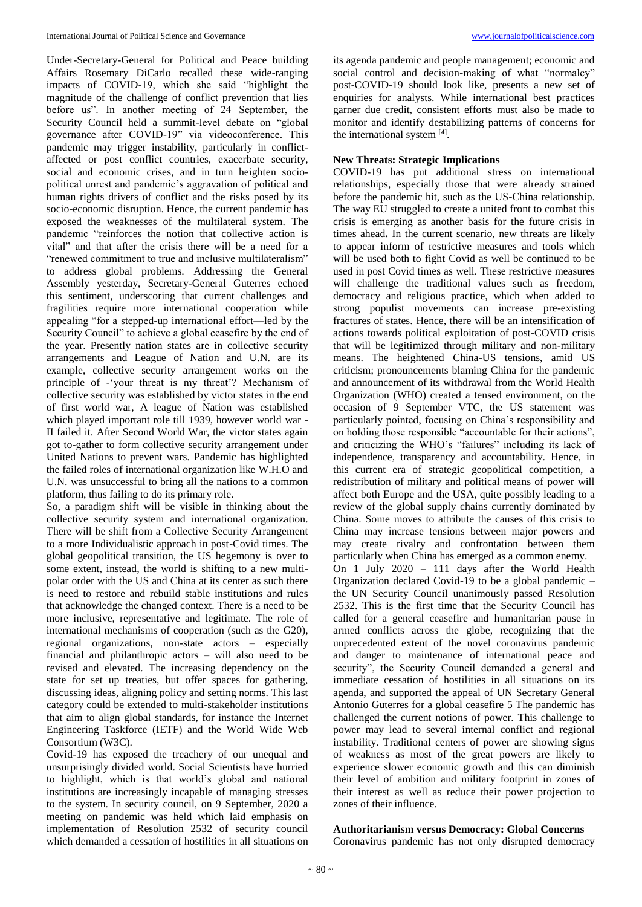Under-Secretary-General for Political and Peace building Affairs Rosemary DiCarlo recalled these wide-ranging impacts of COVID-19, which she said "highlight the magnitude of the challenge of conflict prevention that lies before us". In another meeting of 24 September, the Security Council held a summit-level debate on "global governance after COVID-19" via videoconference. This pandemic may trigger instability, particularly in conflict-affected or post conflict countries, exacerbate security, social and economic crises, and in turn heighten socio-political unrest and pandemic's aggravation of political and human rights drivers of conflict and the risks posed by its socio-economic disruption. Hence, the current pandemic has exposed the weaknesses of the multilateral system. The pandemic "reinforces the notion that collective action is vital" and that after the crisis there will be a need for a "renewed commitment to true and inclusive multilateralism" to address global problems. Addressing the General Assembly yesterday, Secretary-General Guterres echoed this sentiment, underscoring that current challenges and fragilities require more international cooperation while appealing "for a stepped-up international effort—led by the Security Council" to achieve a global ceasefire by the end of the year. Presently nation states are in collective security arrangements and League of Nation and U.N. are its example, collective security arrangement works on the principle of -'your threat is my threat'? Mechanism of collective security was established by victor states in the end of first world war, A league of Nation was established which played important role till 1939, however world war -II failed it. After Second World War, the victor states again got to-gather to form collective security arrangement under United Nations to prevent wars. Pandemic has highlighted the failed roles of international organization like W.H.O and U.N. was unsuccessful to bring all the nations to a common platform, thus failing to do its primary role.

So, a paradigm shift will be visible in thinking about the collective security system and international organization. There will be shift from a Collective Security Arrangement to a more Individualistic approach in post-Covid times. The global geopolitical transition, the US hegemony is over to some extent, instead, the world is shifting to a new multi-polar order with the US and China at its center as such there is need to restore and rebuild stable institutions and rules that acknowledge the changed context. There is a need to be more inclusive, representative and legitimate. The role of international mechanisms of cooperation (such as the G20), regional organizations, non-state actors – especially financial and philanthropic actors – will also need to be revised and elevated. The increasing dependency on the state for set up treaties, but offer spaces for gathering, discussing ideas, aligning policy and setting norms. This last category could be extended to multi-stakeholder institutions that aim to align global standards, for instance the Internet Engineering Taskforce (IETF) and the World Wide Web Consortium (W3C).

Covid-19 has exposed the treachery of our unequal and unsurprisingly divided world. Social Scientists have hurried to highlight, which is that world's global and national institutions are increasingly incapable of managing stresses to the system. In security council, on 9 September, 2020 a meeting on pandemic was held which laid emphasis on implementation of Resolution 2532 of security council which demanded a cessation of hostilities in all situations on its agenda pandemic and people management; economic and social control and decision-making of what "normalcy" post-COVID-19 should look like, presents a new set of enquiries for analysts. While international best practices garner due credit, consistent efforts must also be made to monitor and identify destabilizing patterns of concerns for the international system [4].

## New Threats: Strategic Implications

COVID-19 has put additional stress on international relationships, especially those that were already strained before the pandemic hit, such as the US-China relationship. The way EU struggled to create a united front to combat this crisis is emerging as another basis for the future crisis in times ahead**.** In the current scenario, new threats are likely to appear inform of restrictive measures and tools which will be used both to fight Covid as well be continued to be used in post Covid times as well. These restrictive measures will challenge the traditional values such as freedom, democracy and religious practice, which when added to strong populist movements can increase pre-existing fractures of states. Hence, there will be an intensification of actions towards political exploitation of post-COVID crisis that will be legitimized through military and non-military means. The heightened China-US tensions, amid US criticism; pronouncements blaming China for the pandemic and announcement of its withdrawal from the World Health Organization (WHO) created a tensed environment, on the occasion of 9 September VTC, the US statement was particularly pointed, focusing on China's responsibility and on holding those responsible "accountable for their actions", and criticizing the WHO's "failures" including its lack of independence, transparency and accountability. Hence, in this current era of strategic geopolitical competition, a redistribution of military and political means of power will affect both Europe and the USA, quite possibly leading to a review of the global supply chains currently dominated by China. Some moves to attribute the causes of this crisis to China may increase tensions between major powers and may create rivalry and confrontation between them particularly when China has emerged as a common enemy.

On 1 July 2020 – 111 days after the World Health Organization declared Covid-19 to be a global pandemic – the UN Security Council unanimously passed Resolution 2532. This is the first time that the Security Council has called for a general ceasefire and humanitarian pause in armed conflicts across the globe, recognizing that the unprecedented extent of the novel coronavirus pandemic and danger to maintenance of international peace and security", the Security Council demanded a general and immediate cessation of hostilities in all situations on its agenda, and supported the appeal of UN Secretary General Antonio Guterres for a global ceasefire 5 The pandemic has challenged the current notions of power. This challenge to power may lead to several internal conflict and regional instability. Traditional centers of power are showing signs of weakness as most of the great powers are likely to experience slower economic growth and this can diminish their level of ambition and military footprint in zones of their interest as well as reduce their power projection to zones of their influence.

## Authoritarianism versus Democracy: Global Concerns

Coronavirus pandemic has not only disrupted democracy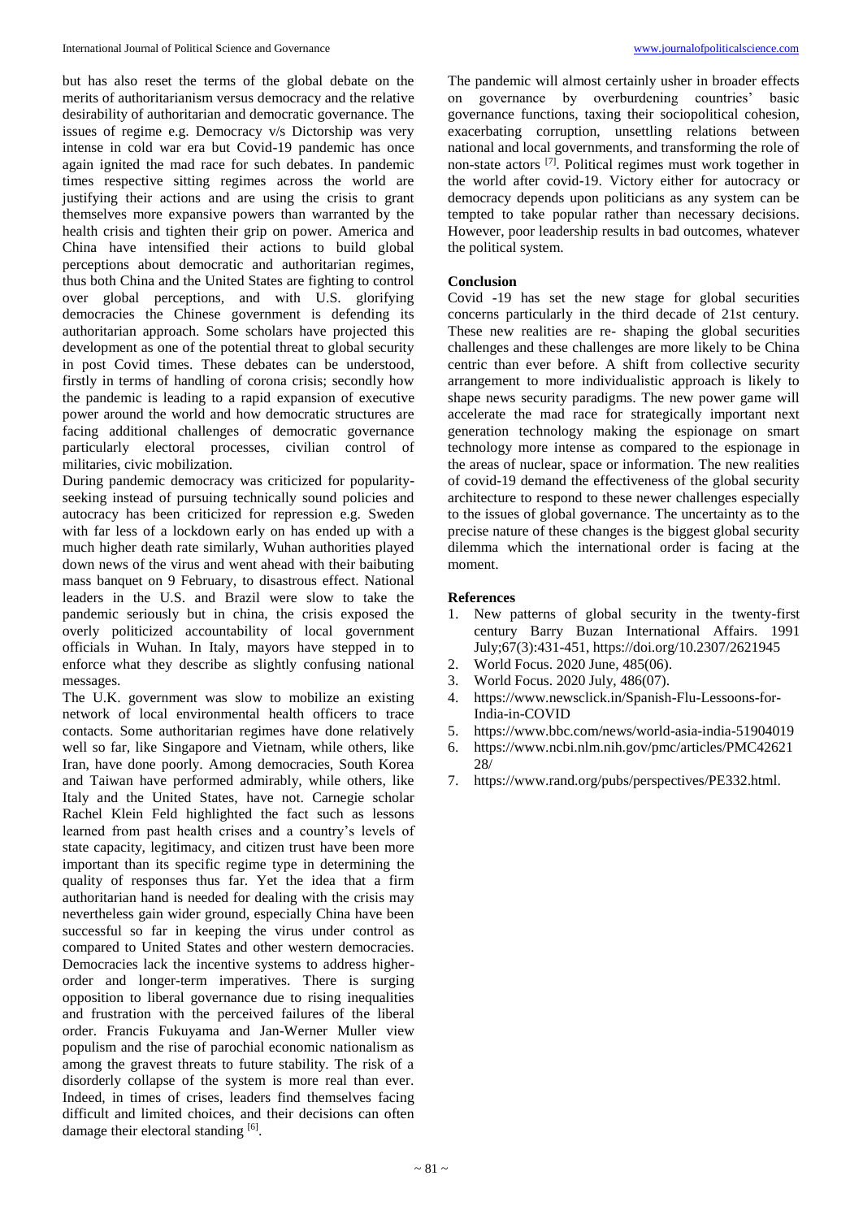but has also reset the terms of the global debate on the merits of authoritarianism versus democracy and the relative desirability of authoritarian and democratic governance. The issues of regime e.g. Democracy v/s Dictorship was very intense in cold war era but Covid-19 pandemic has once again ignited the mad race for such debates. In pandemic times respective sitting regimes across the world are justifying their actions and are using the crisis to grant themselves more expansive powers than warranted by the health crisis and tighten their grip on power. America and China have intensified their actions to build global perceptions about democratic and authoritarian regimes, thus both China and the United States are fighting to control over global perceptions, and with U.S. glorifying democracies the Chinese government is defending its authoritarian approach. Some scholars have projected this development as one of the potential threat to global security in post Covid times. These debates can be understood, firstly in terms of handling of corona crisis; secondly how the pandemic is leading to a rapid expansion of executive power around the world and how democratic structures are facing additional challenges of democratic governance particularly electoral processes, civilian control of militaries, civic mobilization.

During pandemic democracy was criticized for popularity-seeking instead of pursuing technically sound policies and autocracy has been criticized for repression e.g. Sweden with far less of a lockdown early on has ended up with a much higher death rate similarly, Wuhan authorities played down news of the virus and went ahead with their baibuting mass banquet on 9 February, to disastrous effect. National leaders in the U.S. and Brazil were slow to take the pandemic seriously but in china, the crisis exposed the overly politicized accountability of local government officials in Wuhan. In Italy, mayors have stepped in to enforce what they describe as slightly confusing national messages.

The U.K. government was slow to mobilize an existing network of local environmental health officers to trace contacts. Some authoritarian regimes have done relatively well so far, like Singapore and Vietnam, while others, like Iran, have done poorly. Among democracies, South Korea and Taiwan have performed admirably, while others, like Italy and the United States, have not. Carnegie scholar Rachel Klein Feld highlighted the fact such as lessons learned from past health crises and a country's levels of state capacity, legitimacy, and citizen trust have been more important than its specific regime type in determining the quality of responses thus far. Yet the idea that a firm authoritarian hand is needed for dealing with the crisis may nevertheless gain wider ground, especially China have been successful so far in keeping the virus under control as compared to United States and other western democracies. Democracies lack the incentive systems to address higher-order and longer-term imperatives. There is surging opposition to liberal governance due to rising inequalities and frustration with the perceived failures of the liberal order. Francis Fukuyama and Jan-Werner Muller view populism and the rise of parochial economic nationalism as among the gravest threats to future stability. The risk of a disorderly collapse of the system is more real than ever. Indeed, in times of crises, leaders find themselves facing difficult and limited choices, and their decisions can often damage their electoral standing [6].

The pandemic will almost certainly usher in broader effects on governance by overburdening countries' basic governance functions, taxing their sociopolitical cohesion, exacerbating corruption, unsettling relations between national and local governments, and transforming the role of non-state actors [7]. Political regimes must work together in the world after covid-19. Victory either for autocracy or democracy depends upon politicians as any system can be tempted to take popular rather than necessary decisions. However, poor leadership results in bad outcomes, whatever the political system.

## Conclusion

Covid -19 has set the new stage for global securities concerns particularly in the third decade of 21st century. These new realities are re- shaping the global securities challenges and these challenges are more likely to be China centric than ever before. A shift from collective security arrangement to more individualistic approach is likely to shape news security paradigms. The new power game will accelerate the mad race for strategically important next generation technology making the espionage on smart technology more intense as compared to the espionage in the areas of nuclear, space or information. The new realities of covid-19 demand the effectiveness of the global security architecture to respond to these newer challenges especially to the issues of global governance. The uncertainty as to the precise nature of these changes is the biggest global security dilemma which the international order is facing at the moment.

## References

1. New patterns of global security in the twenty-first century Barry Buzan International Affairs. 1991 July;67(3):431-451, https://doi.org/10.2307/2621945
2. World Focus. 2020 June, 485(06).
3. World Focus. 2020 July, 486(07).
4. https://www.newsclick.in/Spanish-Flu-Lessoons-for-India-in-COVID
5. https://www.bbc.com/news/world-asia-india-51904019
6. https://www.ncbi.nlm.nih.gov/pmc/articles/PMC4262128/
7. https://www.rand.org/pubs/perspectives/PE332.html.